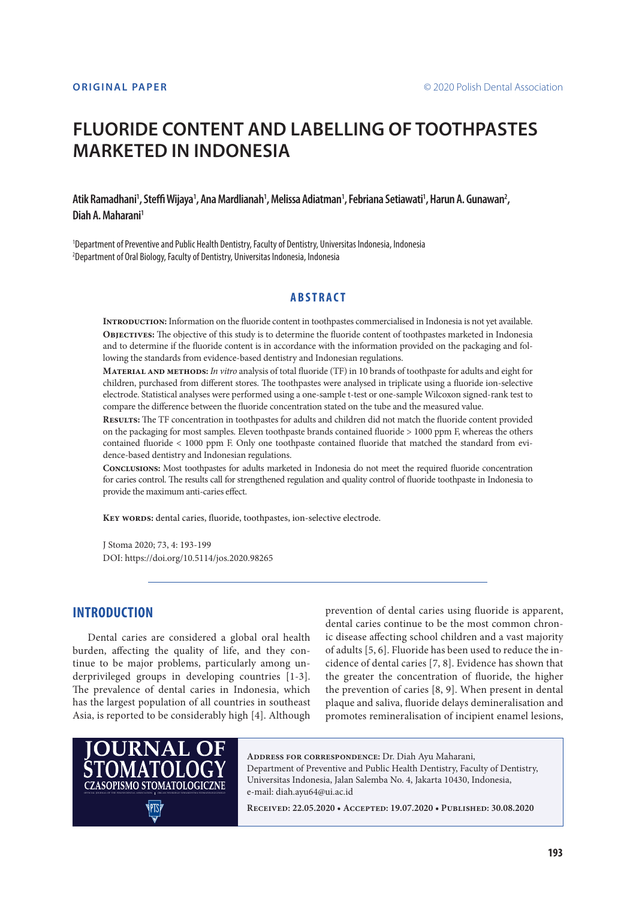ORIGINAL PAPER

© 2020 Polish Dental Association

# FLUORIDE CONTENT AND LABELLING OF TOOTHPASTES MARKETED IN INDONESIA

**Atik Ramadhani[1], Steffi Wijaya[1], Ana Mardlianah[1], Melissa Adiatman[1], Febriana Setiawati[1], Harun A. Gunawan[2], Diah A. Maharani[1]**

[1]Department of Preventive and Public Health Dentistry, Faculty of Dentistry, Universitas Indonesia, Indonesia
[2]Department of Oral Biology, Faculty of Dentistry, Universitas Indonesia, Indonesia

## ABSTRACT

**Introduction:** Information on the fluoride content in toothpastes commercialised in Indonesia is not yet available.

**Objectives:** The objective of this study is to determine the fluoride content of toothpastes marketed in Indonesia and to determine if the fluoride content is in accordance with the information provided on the packaging and following the standards from evidence-based dentistry and Indonesian regulations.

**Material and methods:** *In vitro* analysis of total fluoride (TF) in 10 brands of toothpaste for adults and eight for children, purchased from different stores. The toothpastes were analysed in triplicate using a fluoride ion-selective electrode. Statistical analyses were performed using a one-sample t-test or one-sample Wilcoxon signed-rank test to compare the difference between the fluoride concentration stated on the tube and the measured value.

**Results:** The TF concentration in toothpastes for adults and children did not match the fluoride content provided on the packaging for most samples. Eleven toothpaste brands contained fluoride > 1000 ppm F, whereas the others contained fluoride < 1000 ppm F. Only one toothpaste contained fluoride that matched the standard from evidence-based dentistry and Indonesian regulations.

**Conclusions:** Most toothpastes for adults marketed in Indonesia do not meet the required fluoride concentration for caries control. The results call for strengthened regulation and quality control of fluoride toothpaste in Indonesia to provide the maximum anti-caries effect.

**Key words:** dental caries, fluoride, toothpastes, ion-selective electrode.

J Stoma 2020; 73, 4: 193-199
DOI: https://doi.org/10.5114/jos.2020.98265

## INTRODUCTION

Dental caries are considered a global oral health burden, affecting the quality of life, and they continue to be major problems, particularly among underprivileged groups in developing countries [1-3]. The prevalence of dental caries in Indonesia, which has the largest population of all countries in southeast Asia, is reported to be considerably high [4]. Although prevention of dental caries using fluoride is apparent, dental caries continue to be the most common chronic disease affecting school children and a vast majority of adults [5, 6]. Fluoride has been used to reduce the incidence of dental caries [7, 8]. Evidence has shown that the greater the concentration of fluoride, the higher the prevention of caries [8, 9]. When present in dental plaque and saliva, fluoride delays demineralisation and promotes remineralisation of incipient enamel lesions,

**Address for correspondence:** Dr. Diah Ayu Maharani, Department of Preventive and Public Health Dentistry, Faculty of Dentistry, Universitas Indonesia, Jalan Salemba No. 4, Jakarta 10430, Indonesia, e-mail: diah.ayu64@ui.ac.id

**Received:** 22.05.2020 • **Accepted:** 19.07.2020 • **Published:** 30.08.2020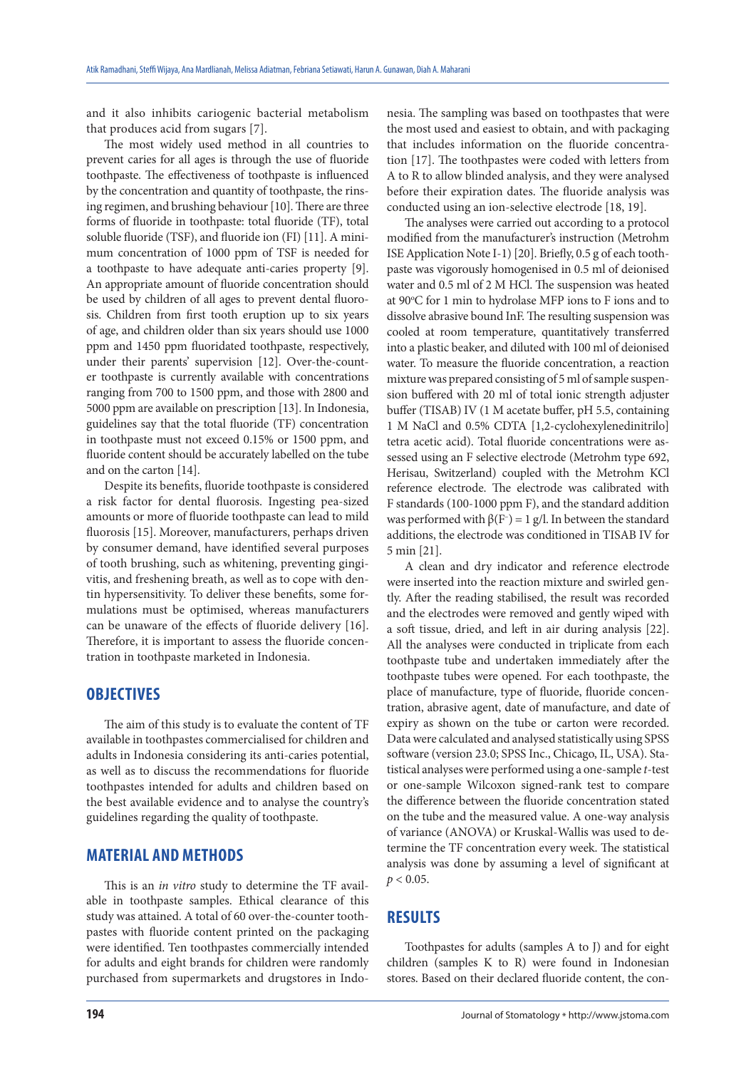and it also inhibits cariogenic bacterial metabolism that produces acid from sugars [7].

The most widely used method in all countries to prevent caries for all ages is through the use of fluoride toothpaste. The effectiveness of toothpaste is influenced by the concentration and quantity of toothpaste, the rinsing regimen, and brushing behaviour [10]. There are three forms of fluoride in toothpaste: total fluoride (TF), total soluble fluoride (TSF), and fluoride ion (FI) [11]. A minimum concentration of 1000 ppm of TSF is needed for a toothpaste to have adequate anti-caries property [9]. An appropriate amount of fluoride concentration should be used by children of all ages to prevent dental fluorosis. Children from first tooth eruption up to six years of age, and children older than six years should use 1000 ppm and 1450 ppm fluoridated toothpaste, respectively, under their parents' supervision [12]. Over-the-counter toothpaste is currently available with concentrations ranging from 700 to 1500 ppm, and those with 2800 and 5000 ppm are available on prescription [13]. In Indonesia, guidelines say that the total fluoride (TF) concentration in toothpaste must not exceed 0.15% or 1500 ppm, and fluoride content should be accurately labelled on the tube and on the carton [14].

Despite its benefits, fluoride toothpaste is considered a risk factor for dental fluorosis. Ingesting pea-sized amounts or more of fluoride toothpaste can lead to mild fluorosis [15]. Moreover, manufacturers, perhaps driven by consumer demand, have identified several purposes of tooth brushing, such as whitening, preventing gingivitis, and freshening breath, as well as to cope with dentin hypersensitivity. To deliver these benefits, some formulations must be optimised, whereas manufacturers can be unaware of the effects of fluoride delivery [16]. Therefore, it is important to assess the fluoride concentration in toothpaste marketed in Indonesia.

## OBJECTIVES

The aim of this study is to evaluate the content of TF available in toothpastes commercialised for children and adults in Indonesia considering its anti-caries potential, as well as to discuss the recommendations for fluoride toothpastes intended for adults and children based on the best available evidence and to analyse the country's guidelines regarding the quality of toothpaste.

## MATERIAL AND METHODS

This is an *in vitro* study to determine the TF available in toothpaste samples. Ethical clearance of this study was attained. A total of 60 over-the-counter toothpastes with fluoride content printed on the packaging were identified. Ten toothpastes commercially intended for adults and eight brands for children were randomly purchased from supermarkets and drugstores in Indonesia. The sampling was based on toothpastes that were the most used and easiest to obtain, and with packaging that includes information on the fluoride concentration [17]. The toothpastes were coded with letters from A to R to allow blinded analysis, and they were analysed before their expiration dates. The fluoride analysis was conducted using an ion-selective electrode [18, 19].

The analyses were carried out according to a protocol modified from the manufacturer's instruction (Metrohm ISE Application Note I-1) [20]. Briefly, 0.5 g of each toothpaste was vigorously homogenised in 0.5 ml of deionised water and 0.5 ml of 2 M HCl. The suspension was heated at 90°C for 1 min to hydrolase MFP ions to F ions and to dissolve abrasive bound InF. The resulting suspension was cooled at room temperature, quantitatively transferred into a plastic beaker, and diluted with 100 ml of deionised water. To measure the fluoride concentration, a reaction mixture was prepared consisting of 5 ml of sample suspension buffered with 20 ml of total ionic strength adjuster buffer (TISAB) IV (1 M acetate buffer, pH 5.5, containing 1 M NaCl and 0.5% CDTA [1,2-cyclohexylenedinitrilo] tetra acetic acid). Total fluoride concentrations were assessed using an F selective electrode (Metrohm type 692, Herisau, Switzerland) coupled with the Metrohm KCl reference electrode. The electrode was calibrated with F standards (100-1000 ppm F), and the standard addition was performed with $\beta(F^-) = 1$ g/l. In between the standard additions, the electrode was conditioned in TISAB IV for 5 min [21].

A clean and dry indicator and reference electrode were inserted into the reaction mixture and swirled gently. After the reading stabilised, the result was recorded and the electrodes were removed and gently wiped with a soft tissue, dried, and left in air during analysis [22]. All the analyses were conducted in triplicate from each toothpaste tube and undertaken immediately after the toothpaste tubes were opened. For each toothpaste, the place of manufacture, type of fluoride, fluoride concentration, abrasive agent, date of manufacture, and date of expiry as shown on the tube or carton were recorded. Data were calculated and analysed statistically using SPSS software (version 23.0; SPSS Inc., Chicago, IL, USA). Statistical analyses were performed using a one-sample *t*-test or one-sample Wilcoxon signed-rank test to compare the difference between the fluoride concentration stated on the tube and the measured value. A one-way analysis of variance (ANOVA) or Kruskal-Wallis was used to determine the TF concentration every week. The statistical analysis was done by assuming a level of significant at $p < 0.05$.

## RESULTS

Toothpastes for adults (samples A to J) and for eight children (samples K to R) were found in Indonesian stores. Based on their declared fluoride content, the con-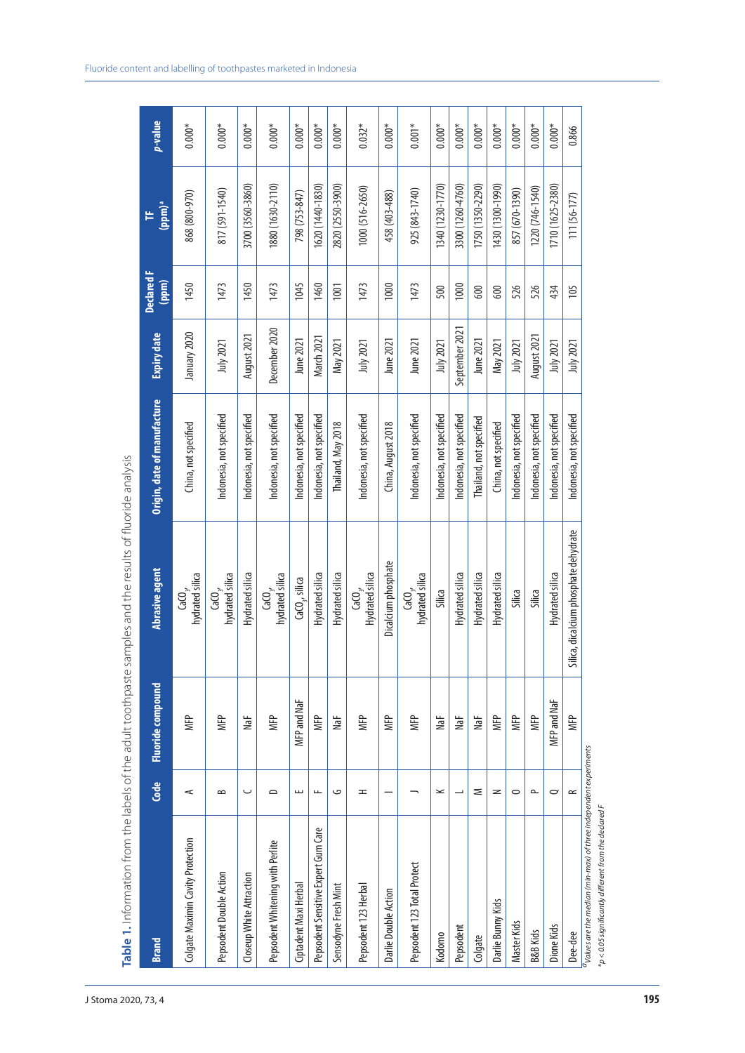**Table 1.** Information from the labels of the adult toothpaste samples and the results of fluoride analysis

| Brand | Code | Fluoride compound | Abrasive agent | Origin, date of manufacture | Expiry date | Declared F (ppm) | TF (ppm)[a] | *p*-value |
|---|---|---|---|---|---|---|---|---|
| Colgate Maximin Cavity Protection | A | MFP | $CaCO_3$, hydrated silica | China, not specified | January 2020 | 1450 | 868 (800-970) | 0.000* |
| Pepsodent Double Action | B | MFP | $CaCO_3$, hydrated silica | Indonesia, not specified | July 2021 | 1473 | 817 (591-1540) | 0.000* |
| Closeup White Attraction | C | NaF | Hydrated silica | Indonesia, not specified | August 2021 | 1450 | 3700 (3560-3860) | 0.000* |
| Pepsodent Whitening with Perlite | D | MFP | $CaCO_3$, hydrated silica | Indonesia, not specified | December 2020 | 1473 | 1880 (1630-2110) | 0.000* |
| Ciptadent Maxi Herbal | E | MFP and NaF | $CaCO_3$, silica | Indonesia, not specified | June 2021 | 1045 | 798 (753-847) | 0.000* |
| Pepsodent Sensitive Expert Gum Care | F | MFP | Hydrated silica | Indonesia, not specified | March 2021 | 1460 | 1620 (1440-1830) | 0.000* |
| Sensodyne Fresh Mint | G | NaF | Hydrated silica | Thailand, May 2018 | May 2021 | 1001 | 2820 (2550-3900) | 0.000* |
| Pepsodent 123 Herbal | H | MFP | $CaCO_3$, Hydrated silica | Indonesia, not specified | July 2021 | 1473 | 1000 (516-2650) | 0.032* |
| Darlie Double Action | I | MFP | Dicalcium phosphate | China, August 2018 | June 2021 | 1000 | 458 (403-488) | 0.000* |
| Pepsodent 123 Total Protect | J | MFP | $CaCO_3$, hydrated silica | Indonesia, not specified | June 2021 | 1473 | 925 (843-1740) | 0.001* |
| Kodomo | K | NaF | Silica | Indonesia, not specified | July 2021 | 500 | 1340 (1230-1770) | 0.000* |
| Pepsodent | L | NaF | Hydrated silica | Indonesia, not specified | September 2021 | 1000 | 3300 (1260-4760) | 0.000* |
| Colgate | M | NaF | Hydrated silica | Thailand, not specified | June 2021 | 600 | 1750 (1350-2290) | 0.000* |
| Darlie Bunny Kids | N | MFP | Hydrated silica | China, not specified | May 2021 | 600 | 1430 (1300-1990) | 0.000* |
| Master Kids | O | MFP | Silica | Indonesia, not specified | July 2021 | 526 | 857 (670-1390) | 0.000* |
| B&B Kids | P | MFP | Silica | Indonesia, not specified | August 2021 | 526 | 1220 (746-1540) | 0.000* |
| Dione Kids | Q | MFP and NaF | Hydrated silica | Indonesia, not specified | July 2021 | 434 | 1710 (1625-2380) | 0.000* |
| Dee-dee | R | MFP | Silica, dicalcium phosphate dehydrate | Indonesia, not specified | July 2021 | 105 | 111 (56-177) | 0.866 |

[a]*Values are the median (min-max) of three independent experiments*

*\*p < 0.05 significantly different from the declared F*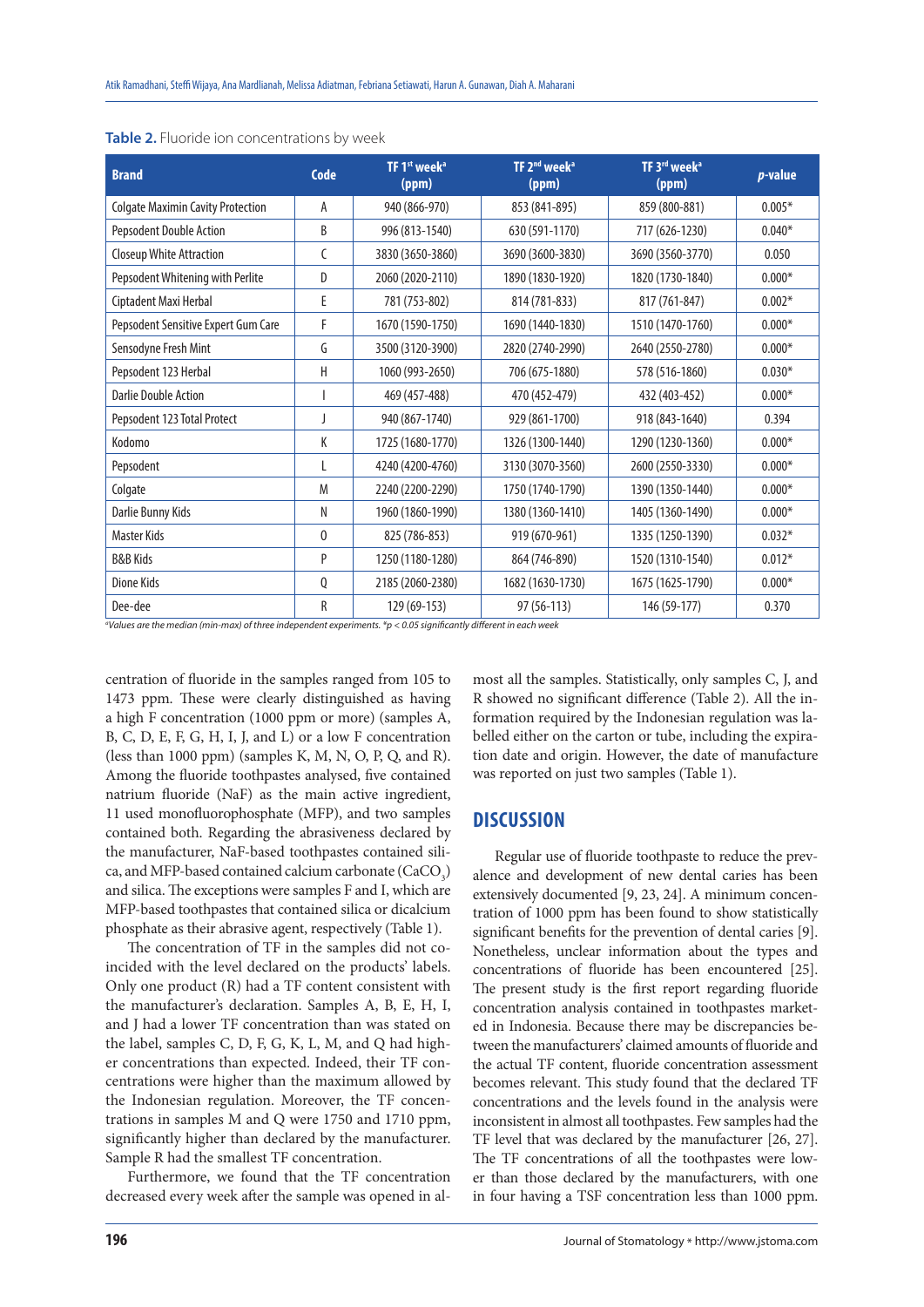**Table 2.** Fluoride ion concentrations by week

| Brand | Code | TF 1st week[a] (ppm) | TF 2nd week[a] (ppm) | TF 3rd week[a] (ppm) | *p*-value |
|---|---|---|---|---|---|
| Colgate Maximin Cavity Protection | A | 940 (866-970) | 853 (841-895) | 859 (800-881) | 0.005* |
| Pepsodent Double Action | B | 996 (813-1540) | 630 (591-1170) | 717 (626-1230) | 0.040* |
| Closeup White Attraction | C | 3830 (3650-3860) | 3690 (3600-3830) | 3690 (3560-3770) | 0.050 |
| Pepsodent Whitening with Perlite | D | 2060 (2020-2110) | 1890 (1830-1920) | 1820 (1730-1840) | 0.000* |
| Ciptadent Maxi Herbal | E | 781 (753-802) | 814 (781-833) | 817 (761-847) | 0.002* |
| Pepsodent Sensitive Expert Gum Care | F | 1670 (1590-1750) | 1690 (1440-1830) | 1510 (1470-1760) | 0.000* |
| Sensodyne Fresh Mint | G | 3500 (3120-3900) | 2820 (2740-2990) | 2640 (2550-2780) | 0.000* |
| Pepsodent 123 Herbal | H | 1060 (993-2650) | 706 (675-1880) | 578 (516-1860) | 0.030* |
| Darlie Double Action | I | 469 (457-488) | 470 (452-479) | 432 (403-452) | 0.000* |
| Pepsodent 123 Total Protect | J | 940 (867-1740) | 929 (861-1700) | 918 (843-1640) | 0.394 |
| Kodomo | K | 1725 (1680-1770) | 1326 (1300-1440) | 1290 (1230-1360) | 0.000* |
| Pepsodent | L | 4240 (4200-4760) | 3130 (3070-3560) | 2600 (2550-3330) | 0.000* |
| Colgate | M | 2240 (2200-2290) | 1750 (1740-1790) | 1390 (1350-1440) | 0.000* |
| Darlie Bunny Kids | N | 1960 (1860-1990) | 1380 (1360-1410) | 1405 (1360-1490) | 0.000* |
| Master Kids | O | 825 (786-853) | 919 (670-961) | 1335 (1250-1390) | 0.032* |
| B&B Kids | P | 1250 (1180-1280) | 864 (746-890) | 1520 (1310-1540) | 0.012* |
| Dione Kids | Q | 2185 (2060-2380) | 1682 (1630-1730) | 1675 (1625-1790) | 0.000* |
| Dee-dee | R | 129 (69-153) | 97 (56-113) | 146 (59-177) | 0.370 |

[a]*Values are the median (min-max) of three independent experiments. *p < 0.05 significantly different in each week*

centration of fluoride in the samples ranged from 105 to 1473 ppm. These were clearly distinguished as having a high F concentration (1000 ppm or more) (samples A, B, C, D, E, F, G, H, I, J, and L) or a low F concentration (less than 1000 ppm) (samples K, M, N, O, P, Q, and R). Among the fluoride toothpastes analysed, five contained natrium fluoride (NaF) as the main active ingredient, 11 used monofluorophosphate (MFP), and two samples contained both. Regarding the abrasiveness declared by the manufacturer, NaF-based toothpastes contained silica, and MFP-based contained calcium carbonate ($CaCO_3$) and silica. The exceptions were samples F and I, which are MFP-based toothpastes that contained silica or dicalcium phosphate as their abrasive agent, respectively (Table 1).

The concentration of TF in the samples did not coincided with the level declared on the products' labels. Only one product (R) had a TF content consistent with the manufacturer's declaration. Samples A, B, E, H, I, and J had a lower TF concentration than was stated on the label, samples C, D, F, G, K, L, M, and Q had higher concentrations than expected. Indeed, their TF concentrations were higher than the maximum allowed by the Indonesian regulation. Moreover, the TF concentrations in samples M and Q were 1750 and 1710 ppm, significantly higher than declared by the manufacturer. Sample R had the smallest TF concentration.

Furthermore, we found that the TF concentration decreased every week after the sample was opened in almost all the samples. Statistically, only samples C, J, and R showed no significant difference (Table 2). All the information required by the Indonesian regulation was labelled either on the carton or tube, including the expiration date and origin. However, the date of manufacture was reported on just two samples (Table 1).

## DISCUSSION

Regular use of fluoride toothpaste to reduce the prevalence and development of new dental caries has been extensively documented [9, 23, 24]. A minimum concentration of 1000 ppm has been found to show statistically significant benefits for the prevention of dental caries [9]. Nonetheless, unclear information about the types and concentrations of fluoride has been encountered [25]. The present study is the first report regarding fluoride concentration analysis contained in toothpastes marketed in Indonesia. Because there may be discrepancies between the manufacturers' claimed amounts of fluoride and the actual TF content, fluoride concentration assessment becomes relevant. This study found that the declared TF concentrations and the levels found in the analysis were inconsistent in almost all toothpastes. Few samples had the TF level that was declared by the manufacturer [26, 27]. The TF concentrations of all the toothpastes were lower than those declared by the manufacturers, with one in four having a TSF concentration less than 1000 ppm.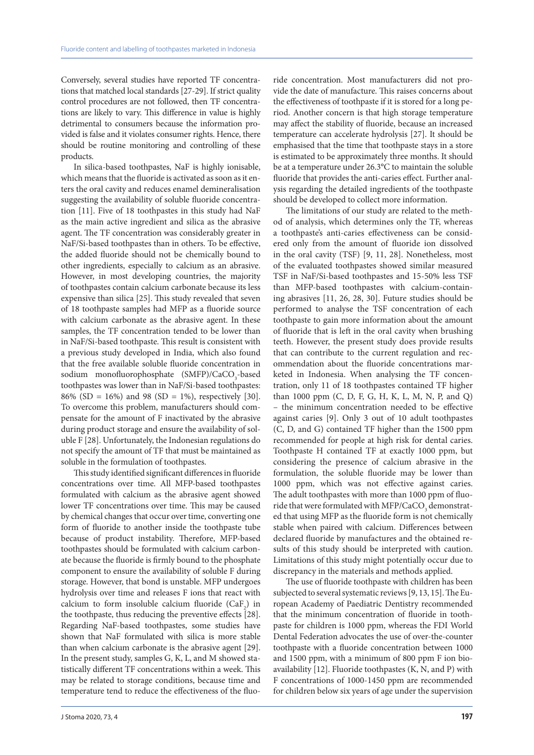Conversely, several studies have reported TF concentrations that matched local standards [27-29]. If strict quality control procedures are not followed, then TF concentrations are likely to vary. This difference in value is highly detrimental to consumers because the information provided is false and it violates consumer rights. Hence, there should be routine monitoring and controlling of these products.

In silica-based toothpastes, NaF is highly ionisable, which means that the fluoride is activated as soon as it enters the oral cavity and reduces enamel demineralisation suggesting the availability of soluble fluoride concentration [11]. Five of 18 toothpastes in this study had NaF as the main active ingredient and silica as the abrasive agent. The TF concentration was considerably greater in NaF/Si-based toothpastes than in others. To be effective, the added fluoride should not be chemically bound to other ingredients, especially to calcium as an abrasive. However, in most developing countries, the majority of toothpastes contain calcium carbonate because its less expensive than silica [25]. This study revealed that seven of 18 toothpaste samples had MFP as a fluoride source with calcium carbonate as the abrasive agent. In these samples, the TF concentration tended to be lower than in NaF/Si-based toothpaste. This result is consistent with a previous study developed in India, which also found that the free available soluble fluoride concentration in sodium monofluorophosphate (SMFP)/$CaCO_3$-based toothpastes was lower than in NaF/Si-based toothpastes: 86% (SD = 16%) and 98 (SD = 1%), respectively [30]. To overcome this problem, manufacturers should compensate for the amount of F inactivated by the abrasive during product storage and ensure the availability of soluble F [28]. Unfortunately, the Indonesian regulations do not specify the amount of TF that must be maintained as soluble in the formulation of toothpastes.

This study identified significant differences in fluoride concentrations over time. All MFP-based toothpastes formulated with calcium as the abrasive agent showed lower TF concentrations over time. This may be caused by chemical changes that occur over time, converting one form of fluoride to another inside the toothpaste tube because of product instability. Therefore, MFP-based toothpastes should be formulated with calcium carbonate because the fluoride is firmly bound to the phosphate component to ensure the availability of soluble F during storage. However, that bond is unstable. MFP undergoes hydrolysis over time and releases F ions that react with calcium to form insoluble calcium fluoride ($CaF_2$) in the toothpaste, thus reducing the preventive effects [28]. Regarding NaF-based toothpastes, some studies have shown that NaF formulated with silica is more stable than when calcium carbonate is the abrasive agent [29]. In the present study, samples G, K, L, and M showed statistically different TF concentrations within a week. This may be related to storage conditions, because time and temperature tend to reduce the effectiveness of the fluoride concentration. Most manufacturers did not provide the date of manufacture. This raises concerns about the effectiveness of toothpaste if it is stored for a long period. Another concern is that high storage temperature may affect the stability of fluoride, because an increased temperature can accelerate hydrolysis [27]. It should be emphasised that the time that toothpaste stays in a store is estimated to be approximately three months. It should be at a temperature under 26.3°C to maintain the soluble fluoride that provides the anti-caries effect. Further analysis regarding the detailed ingredients of the toothpaste should be developed to collect more information.

The limitations of our study are related to the method of analysis, which determines only the TF, whereas a toothpaste's anti-caries effectiveness can be considered only from the amount of fluoride ion dissolved in the oral cavity (TSF) [9, 11, 28]. Nonetheless, most of the evaluated toothpastes showed similar measured TSF in NaF/Si-based toothpastes and 15-50% less TSF than MFP-based toothpastes with calcium-containing abrasives [11, 26, 28, 30]. Future studies should be performed to analyse the TSF concentration of each toothpaste to gain more information about the amount of fluoride that is left in the oral cavity when brushing teeth. However, the present study does provide results that can contribute to the current regulation and recommendation about the fluoride concentrations marketed in Indonesia. When analysing the TF concentration, only 11 of 18 toothpastes contained TF higher than 1000 ppm (C, D, F, G, H, K, L, M, N, P, and Q) – the minimum concentration needed to be effective against caries [9]. Only 3 out of 10 adult toothpastes (C, D, and G) contained TF higher than the 1500 ppm recommended for people at high risk for dental caries. Toothpaste H contained TF at exactly 1000 ppm, but considering the presence of calcium abrasive in the formulation, the soluble fluoride may be lower than 1000 ppm, which was not effective against caries. The adult toothpastes with more than 1000 ppm of fluoride that were formulated with MFP/$CaCO_3$ demonstrated that using MFP as the fluoride form is not chemically stable when paired with calcium. Differences between declared fluoride by manufactures and the obtained results of this study should be interpreted with caution. Limitations of this study might potentially occur due to discrepancy in the materials and methods applied.

The use of fluoride toothpaste with children has been subjected to several systematic reviews [9, 13, 15]. The European Academy of Paediatric Dentistry recommended that the minimum concentration of fluoride in toothpaste for children is 1000 ppm, whereas the FDI World Dental Federation advocates the use of over-the-counter toothpaste with a fluoride concentration between 1000 and 1500 ppm, with a minimum of 800 ppm F ion bioavailability [12]. Fluoride toothpastes (K, N, and P) with F concentrations of 1000-1450 ppm are recommended for children below six years of age under the supervision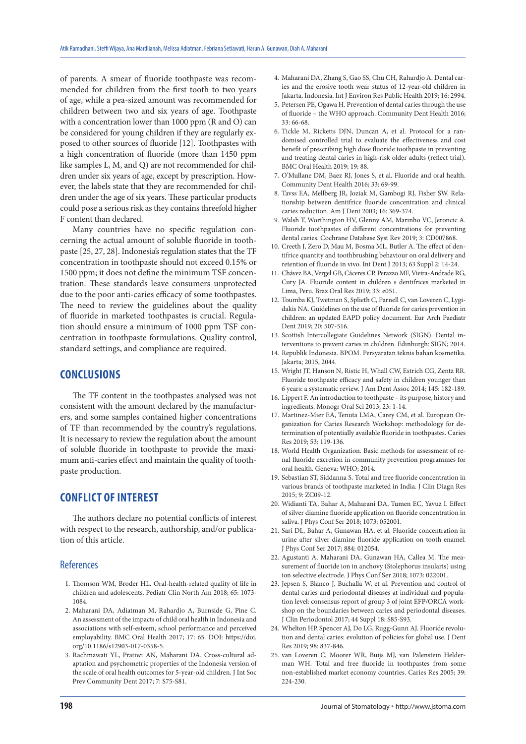of parents. A smear of fluoride toothpaste was recommended for children from the first tooth to two years of age, while a pea-sized amount was recommended for children between two and six years of age. Toothpaste with a concentration lower than 1000 ppm (R and O) can be considered for young children if they are regularly exposed to other sources of fluoride [12]. Toothpastes with a high concentration of fluoride (more than 1450 ppm like samples L, M, and Q) are not recommended for children under six years of age, except by prescription. However, the labels state that they are recommended for children under the age of six years. These particular products could pose a serious risk as they contains threefold higher F content than declared.

Many countries have no specific regulation concerning the actual amount of soluble fluoride in toothpaste [25, 27, 28]. Indonesia's regulation states that the TF concentration in toothpaste should not exceed 0.15% or 1500 ppm; it does not define the minimum TSF concentration. These standards leave consumers unprotected due to the poor anti-caries efficacy of some toothpastes. The need to review the guidelines about the quality of fluoride in marketed toothpastes is crucial. Regulation should ensure a minimum of 1000 ppm TSF concentration in toothpaste formulations. Quality control, standard settings, and compliance are required.

## CONCLUSIONS

The TF content in the toothpastes analysed was not consistent with the amount declared by the manufacturers, and some samples contained higher concentrations of TF than recommended by the country's regulations. It is necessary to review the regulation about the amount of soluble fluoride in toothpaste to provide the maximum anti-caries effect and maintain the quality of toothpaste production.

## CONFLICT OF INTEREST

The authors declare no potential conflicts of interest with respect to the research, authorship, and/or publication of this article.

## References

1. Thomson WM, Broder HL. Oral-health-related quality of life in children and adolescents. Pediatr Clin North Am 2018; 65: 1073-1084.
2. Maharani DA, Adiatman M, Rahardjo A, Burnside G, Pine C. An assessment of the impacts of child oral health in Indonesia and associations with self-esteem, school performance and perceived employability. BMC Oral Health 2017; 17: 65. DOI: https://doi.org/10.1186/s12903-017-0358-5.
3. Rachmawati YL, Pratiwi AN, Maharani DA. Cross-cultural adaptation and psychometric properties of the Indonesia version of the scale of oral health outcomes for 5-year-old children. J Int Soc Prev Community Dent 2017; 7: S75-S81.
4. Maharani DA, Zhang S, Gao SS, Chu CH, Rahardjo A. Dental caries and the erosive tooth wear status of 12-year-old children in Jakarta, Indonesia. Int J Environ Res Public Health 2019; 16: 2994.
5. Petersen PE, Ogawa H. Prevention of dental caries through the use of fluoride – the WHO approach. Community Dent Health 2016; 33: 66-68.
6. Tickle M, Ricketts DJN, Duncan A, et al. Protocol for a randomised controlled trial to evaluate the effectiveness and cost benefit of prescribing high dose fluoride toothpaste in preventing and treating dental caries in high-risk older adults (reflect trial). BMC Oral Health 2019; 19: 88.
7. O'Mullane DM, Baez RJ, Jones S, et al. Fluoride and oral health. Community Dent Health 2016; 33: 69-99.
8. Tavss EA, Mellberg JR, Joziak M, Gambogi RJ, Fisher SW. Relationship between dentifrice fluoride concentration and clinical caries reduction. Am J Dent 2003; 16: 369-374.
9. Walsh T, Worthington HV, Glenny AM, Marinho VC, Jeroncic A. Fluoride toothpastes of different concentrations for preventing dental caries. Cochrane Database Syst Rev 2019; 3: CD007868.
10. Creeth J, Zero D, Mau M, Bosma ML, Butler A. The effect of dentifrice quantity and toothbrushing behaviour on oral delivery and retention of fluoride in vivo. Int Dent J 2013; 63 Suppl 2: 14-24.
11. Chávez BA, Vergel GB, Cáceres CP, Perazzo MF, Vieira-Andrade RG, Cury JA. Fluoride content in children s dentifrices marketed in Lima, Peru. Braz Oral Res 2019; 33: e051.
12. Toumba KJ, Twetman S, Splieth C, Parnell C, van Loveren C, Lygidakis NA. Guidelines on the use of fluoride for caries prevention in children: an updated EAPD policy document. Eur Arch Paediatr Dent 2019; 20: 507-516.
13. Scottish Intercollegiate Guidelines Network (SIGN). Dental interventions to prevent caries in children. Edinburgh: SIGN; 2014.
14. Republik Indonesia. BPOM. Persyaratan teknis bahan kosmetika. Jakarta; 2015, 2044.
15. Wright JT, Hanson N, Ristic H, Whall CW, Estrich CG, Zentz RR. Fluoride toothpaste efficacy and safety in children younger than 6 years: a systematic review. J Am Dent Assoc 2014; 145: 182-189.
16. Lippert F. An introduction to toothpaste – its purpose, history and ingredients. Monogr Oral Sci 2013; 23: 1-14.
17. Martinez-Mier EA, Tenuta LMA, Carey CM, et al. European Organization for Caries Research Workshop: methodology for determination of potentially available fluoride in toothpastes. Caries Res 2019; 53: 119-136.
18. World Health Organization. Basic methods for assessment of renal fluoride excretion in community prevention programmes for oral health. Geneva: WHO; 2014.
19. Sebastian ST, Siddanna S. Total and free fluoride concentration in various brands of toothpaste marketed in India. J Clin Diagn Res 2015; 9: ZC09-12.
20. Widianti TA, Bahar A, Maharani DA, Tumen EC, Yavuz I. Effect of silver diamine fluoride application on fluoride concentration in saliva. J Phys Conf Ser 2018; 1073: 052001.
21. Sari DL, Bahar A, Gunawan HA, et al. Fluoride concentration in urine after silver diamine fluoride application on tooth enamel. J Phys Conf Ser 2017; 884: 012054.
22. Agustanti A, Maharani DA, Gunawan HA, Callea M. The measurement of fluoride ion in anchovy (Stolephorus insularis) using ion selective electrode. J Phys Conf Ser 2018; 1073: 022001.
23. Jepsen S, Blanco J, Buchalla W, et al. Prevention and control of dental caries and periodontal diseases at individual and population level: consensus report of group 3 of joint EFP/ORCA workshop on the boundaries between caries and periodontal diseases. J Clin Periodontol 2017; 44 Suppl 18: S85-S93.
24. Whelton HP, Spencer AJ, Do LG, Rugg-Gunn AJ. Fluoride revolution and dental caries: evolution of policies for global use. J Dent Res 2019; 98: 837-846.
25. van Loveren C, Moorer WR, Buijs MJ, van Palenstein Helderman WH. Total and free fluoride in toothpastes from some non-established market economy countries. Caries Res 2005; 39: 224-230.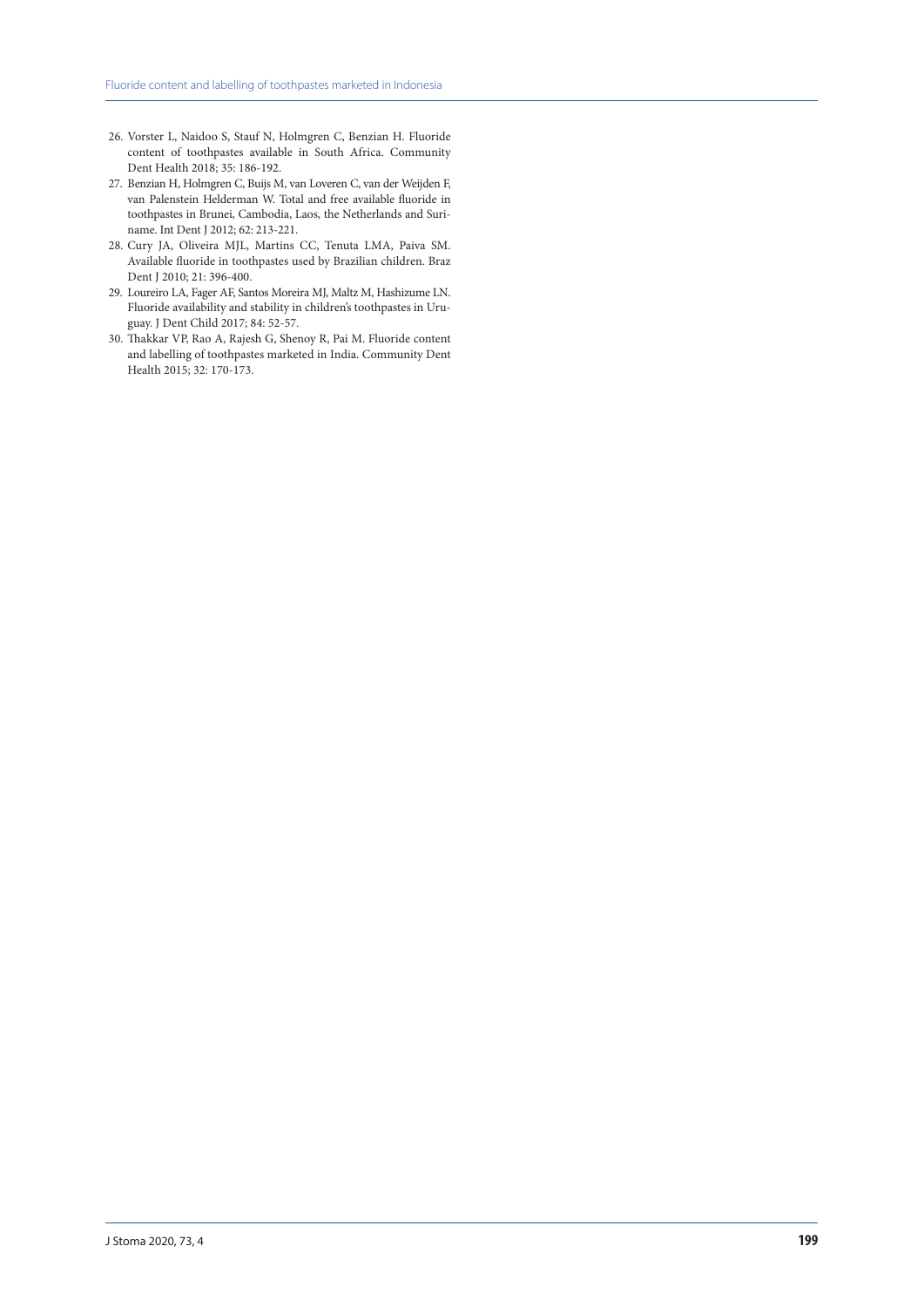26. Vorster L, Naidoo S, Stauf N, Holmgren C, Benzian H. Fluoride content of toothpastes available in South Africa. Community Dent Health 2018; 35: 186-192.
27. Benzian H, Holmgren C, Buijs M, van Loveren C, van der Weijden F, van Palenstein Helderman W. Total and free available fluoride in toothpastes in Brunei, Cambodia, Laos, the Netherlands and Suriname. Int Dent J 2012; 62: 213-221.
28. Cury JA, Oliveira MJL, Martins CC, Tenuta LMA, Paiva SM. Available fluoride in toothpastes used by Brazilian children. Braz Dent J 2010; 21: 396-400.
29. Loureiro LA, Fager AF, Santos Moreira MJ, Maltz M, Hashizume LN. Fluoride availability and stability in children's toothpastes in Uruguay. J Dent Child 2017; 84: 52-57.
30. Thakkar VP, Rao A, Rajesh G, Shenoy R, Pai M. Fluoride content and labelling of toothpastes marketed in India. Community Dent Health 2015; 32: 170-173.